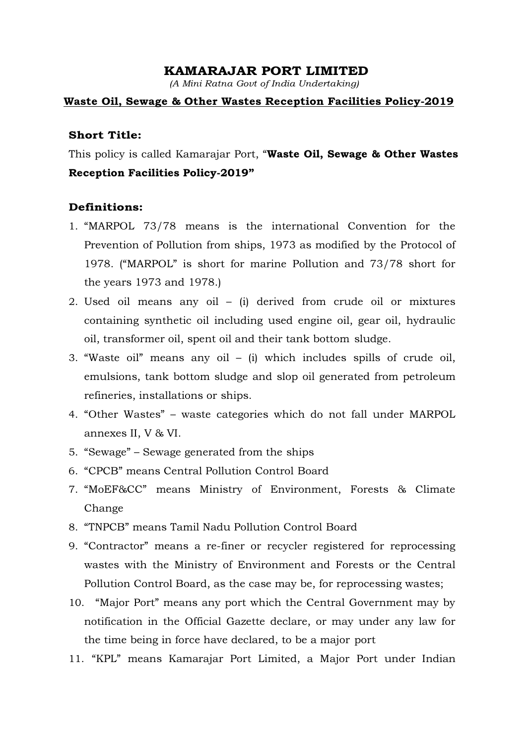# KAMARAJAR PORT LIMITED

*(A Mini Ratna Govt of India Undertaking)*

## Waste Oil, Sewage & Other Wastes Reception Facilities Policy-2019

### Short Title:

This policy is called Kamarajar Port, "**Waste Oil, Sewage & Other Wastes Reception Facilities Policy-2019"**

### Definitions:

1. "MARPOL 73/78 means is the international Convention for the Prevention of Pollution from ships, 1973 as modified by the Protocol of 1978. ("MARPOL" is short for marine Pollution and 73/78 short for the years 1973 and 1978.)
2. Used oil means any oil – (i) derived from crude oil or mixtures containing synthetic oil including used engine oil, gear oil, hydraulic oil, transformer oil, spent oil and their tank bottom sludge.
3. "Waste oil" means any oil – (i) which includes spills of crude oil, emulsions, tank bottom sludge and slop oil generated from petroleum refineries, installations or ships.
4. "Other Wastes" – waste categories which do not fall under MARPOL annexes II, V & VI.
5. "Sewage" – Sewage generated from the ships
6. "CPCB" means Central Pollution Control Board
7. "MoEF&CC" means Ministry of Environment, Forests & Climate Change
8. "TNPCB" means Tamil Nadu Pollution Control Board
9. "Contractor" means a re-finer or recycler registered for reprocessing wastes with the Ministry of Environment and Forests or the Central Pollution Control Board, as the case may be, for reprocessing wastes;
10. "Major Port" means any port which the Central Government may by notification in the Official Gazette declare, or may under any law for the time being in force have declared, to be a major port
11. "KPL" means Kamarajar Port Limited, a Major Port under Indian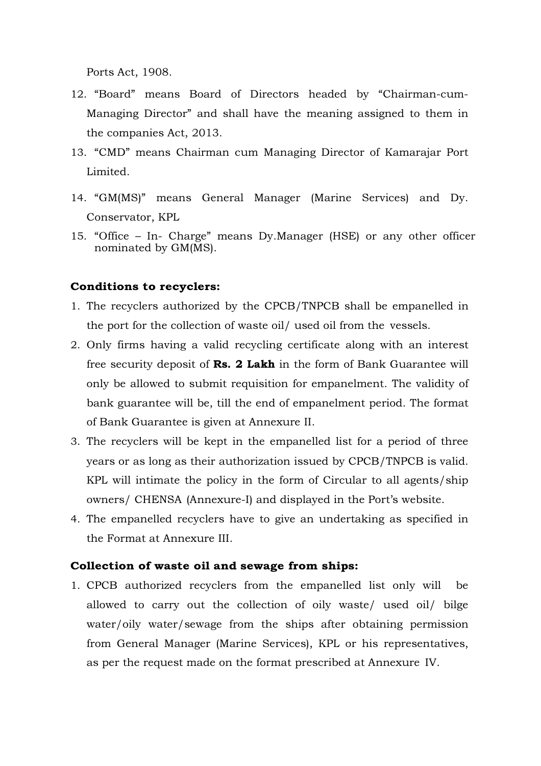Ports Act, 1908.

12. "Board" means Board of Directors headed by "Chairman-cum-Managing Director" and shall have the meaning assigned to them in the companies Act, 2013.
13. "CMD" means Chairman cum Managing Director of Kamarajar Port Limited.
14. "GM(MS)" means General Manager (Marine Services) and Dy. Conservator, KPL
15. "Office – In- Charge" means Dy.Manager (HSE) or any other officer nominated by GM(MS).

**Conditions to recyclers:**

1. The recyclers authorized by the CPCB/TNPCB shall be empanelled in the port for the collection of waste oil/ used oil from the vessels.
2. Only firms having a valid recycling certificate along with an interest free security deposit of **Rs. 2 Lakh** in the form of Bank Guarantee will only be allowed to submit requisition for empanelment. The validity of bank guarantee will be, till the end of empanelment period. The format of Bank Guarantee is given at Annexure II.
3. The recyclers will be kept in the empanelled list for a period of three years or as long as their authorization issued by CPCB/TNPCB is valid. KPL will intimate the policy in the form of Circular to all agents/ship owners/ CHENSA (Annexure-I) and displayed in the Port's website.
4. The empanelled recyclers have to give an undertaking as specified in the Format at Annexure III.

**Collection of waste oil and sewage from ships:**

1. CPCB authorized recyclers from the empanelled list only will be allowed to carry out the collection of oily waste/ used oil/ bilge water/oily water/sewage from the ships after obtaining permission from General Manager (Marine Services), KPL or his representatives, as per the request made on the format prescribed at Annexure IV.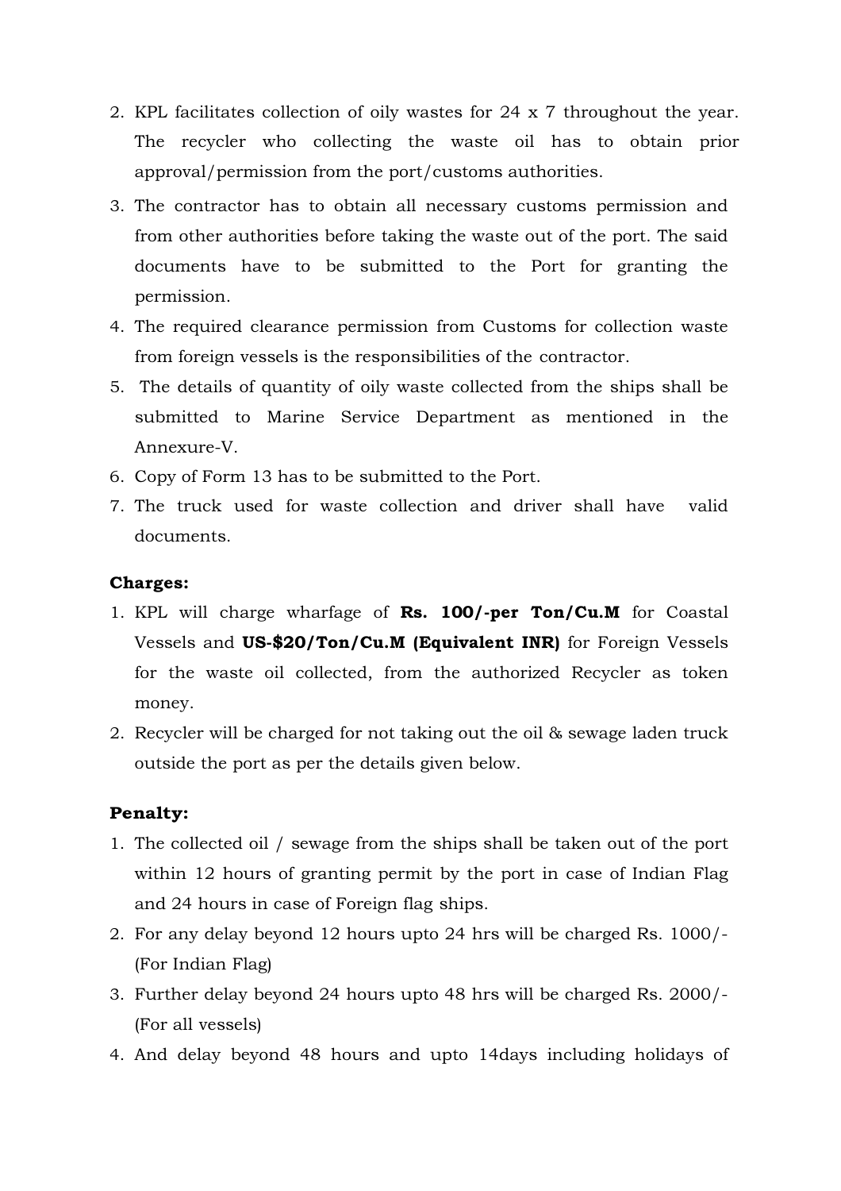2. KPL facilitates collection of oily wastes for 24 x 7 throughout the year. The recycler who collecting the waste oil has to obtain prior approval/permission from the port/customs authorities.
3. The contractor has to obtain all necessary customs permission and from other authorities before taking the waste out of the port. The said documents have to be submitted to the Port for granting the permission.
4. The required clearance permission from Customs for collection waste from foreign vessels is the responsibilities of the contractor.
5. The details of quantity of oily waste collected from the ships shall be submitted to Marine Service Department as mentioned in the Annexure-V.
6. Copy of Form 13 has to be submitted to the Port.
7. The truck used for waste collection and driver shall have valid documents.

**Charges:**

1. KPL will charge wharfage of **Rs. 100/-per Ton/Cu.M** for Coastal Vessels and **US-$20/Ton/Cu.M (Equivalent INR)** for Foreign Vessels for the waste oil collected, from the authorized Recycler as token money.
2. Recycler will be charged for not taking out the oil & sewage laden truck outside the port as per the details given below.

**Penalty:**

1. The collected oil / sewage from the ships shall be taken out of the port within 12 hours of granting permit by the port in case of Indian Flag and 24 hours in case of Foreign flag ships.
2. For any delay beyond 12 hours upto 24 hrs will be charged Rs. 1000/- (For Indian Flag)
3. Further delay beyond 24 hours upto 48 hrs will be charged Rs. 2000/- (For all vessels)
4. And delay beyond 48 hours and upto 14days including holidays of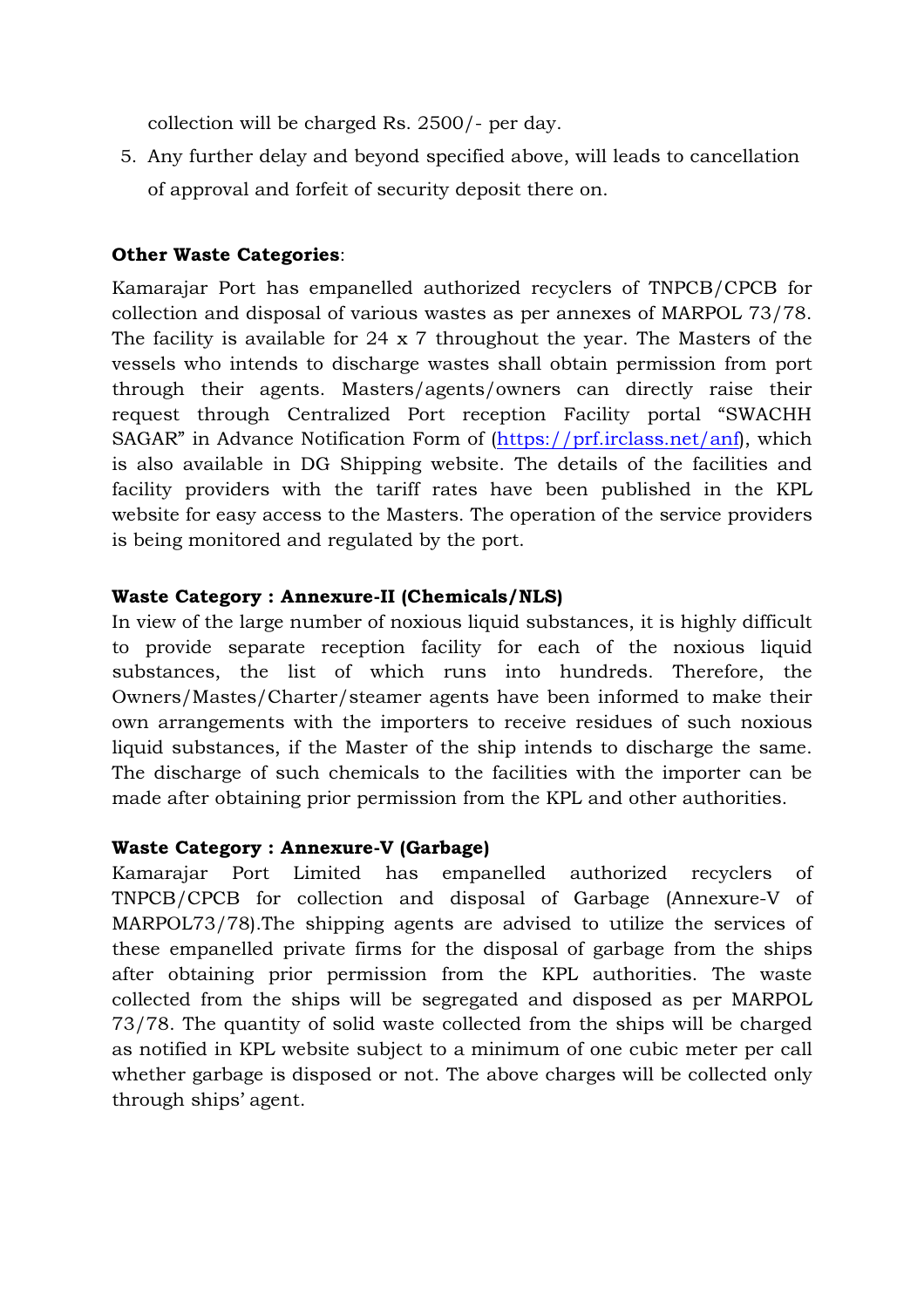collection will be charged Rs. 2500/- per day.

5. Any further delay and beyond specified above, will leads to cancellation of approval and forfeit of security deposit there on.

**Other Waste Categories**:

Kamarajar Port has empanelled authorized recyclers of TNPCB/CPCB for collection and disposal of various wastes as per annexes of MARPOL 73/78. The facility is available for 24 x 7 throughout the year. The Masters of the vessels who intends to discharge wastes shall obtain permission from port through their agents. Masters/agents/owners can directly raise their request through Centralized Port reception Facility portal "SWACHH SAGAR" in Advance Notification Form of (https://prf.irclass.net/anf), which is also available in DG Shipping website. The details of the facilities and facility providers with the tariff rates have been published in the KPL website for easy access to the Masters. The operation of the service providers is being monitored and regulated by the port.

**Waste Category : Annexure-II (Chemicals/NLS)**

In view of the large number of noxious liquid substances, it is highly difficult to provide separate reception facility for each of the noxious liquid substances, the list of which runs into hundreds. Therefore, the Owners/Mastes/Charter/steamer agents have been informed to make their own arrangements with the importers to receive residues of such noxious liquid substances, if the Master of the ship intends to discharge the same. The discharge of such chemicals to the facilities with the importer can be made after obtaining prior permission from the KPL and other authorities.

**Waste Category : Annexure-V (Garbage)**

Kamarajar Port Limited has empanelled authorized recyclers of TNPCB/CPCB for collection and disposal of Garbage (Annexure-V of MARPOL73/78).The shipping agents are advised to utilize the services of these empanelled private firms for the disposal of garbage from the ships after obtaining prior permission from the KPL authorities. The waste collected from the ships will be segregated and disposed as per MARPOL 73/78. The quantity of solid waste collected from the ships will be charged as notified in KPL website subject to a minimum of one cubic meter per call whether garbage is disposed or not. The above charges will be collected only through ships' agent.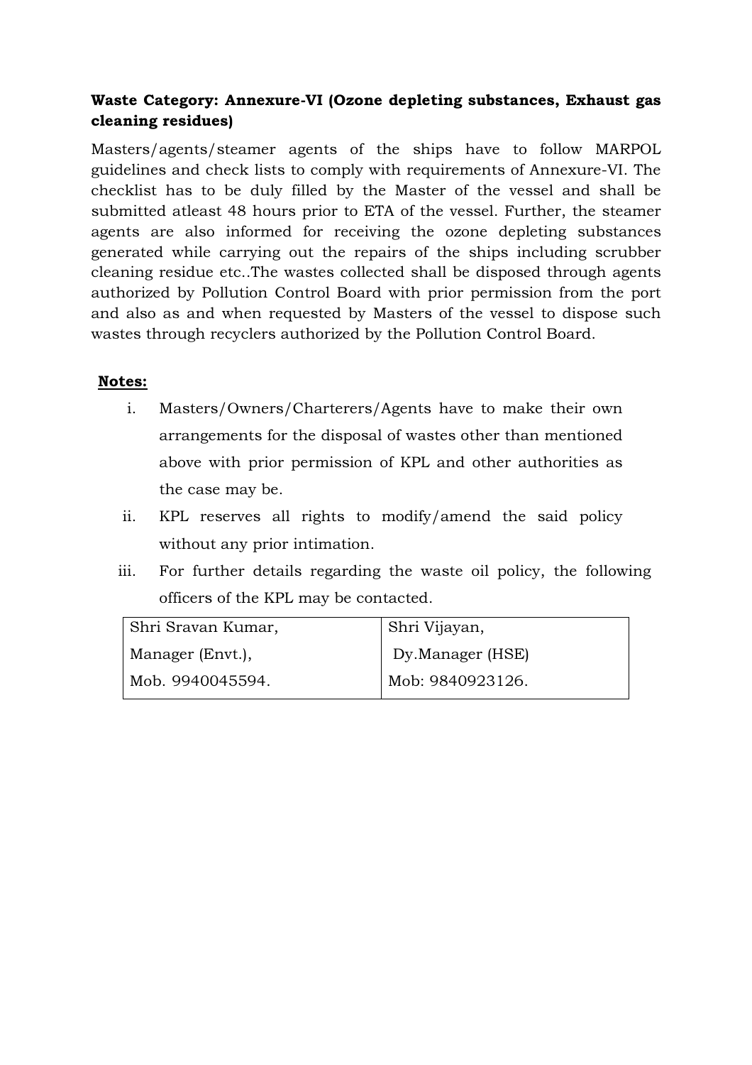**Waste Category: Annexure-VI (Ozone depleting substances, Exhaust gas cleaning residues)**

Masters/agents/steamer agents of the ships have to follow MARPOL guidelines and check lists to comply with requirements of Annexure-VI. The checklist has to be duly filled by the Master of the vessel and shall be submitted atleast 48 hours prior to ETA of the vessel. Further, the steamer agents are also informed for receiving the ozone depleting substances generated while carrying out the repairs of the ships including scrubber cleaning residue etc..The wastes collected shall be disposed through agents authorized by Pollution Control Board with prior permission from the port and also as and when requested by Masters of the vessel to dispose such wastes through recyclers authorized by the Pollution Control Board.

**Notes:**

i. Masters/Owners/Charterers/Agents have to make their own arrangements for the disposal of wastes other than mentioned above with prior permission of KPL and other authorities as the case may be.

ii. KPL reserves all rights to modify/amend the said policy without any prior intimation.

iii. For further details regarding the waste oil policy, the following officers of the KPL may be contacted.

| Shri Sravan Kumar, | Shri Vijayan, |
|---|---|
| Manager (Envt.), | Dy.Manager (HSE) |
| Mob. 9940045594. | Mob: 9840923126. |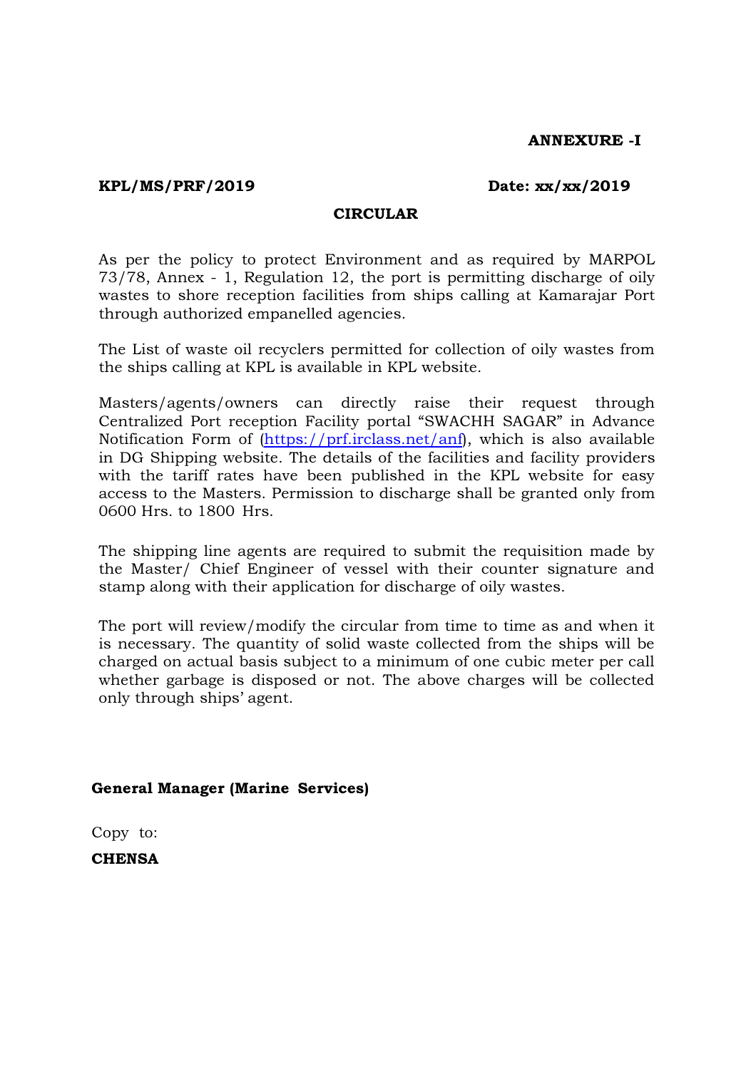**ANNEXURE -I**

**KPL/MS/PRF/2019** **Date: xx/xx/2019**

**CIRCULAR**

As per the policy to protect Environment and as required by MARPOL 73/78, Annex - 1, Regulation 12, the port is permitting discharge of oily wastes to shore reception facilities from ships calling at Kamarajar Port through authorized empanelled agencies.

The List of waste oil recyclers permitted for collection of oily wastes from the ships calling at KPL is available in KPL website.

Masters/agents/owners can directly raise their request through Centralized Port reception Facility portal "SWACHH SAGAR" in Advance Notification Form of (https://prf.irclass.net/anf), which is also available in DG Shipping website. The details of the facilities and facility providers with the tariff rates have been published in the KPL website for easy access to the Masters. Permission to discharge shall be granted only from 0600 Hrs. to 1800 Hrs.

The shipping line agents are required to submit the requisition made by the Master/ Chief Engineer of vessel with their counter signature and stamp along with their application for discharge of oily wastes.

The port will review/modify the circular from time to time as and when it is necessary. The quantity of solid waste collected from the ships will be charged on actual basis subject to a minimum of one cubic meter per call whether garbage is disposed or not. The above charges will be collected only through ships' agent.

**General Manager (Marine Services)**

Copy to:

**CHENSA**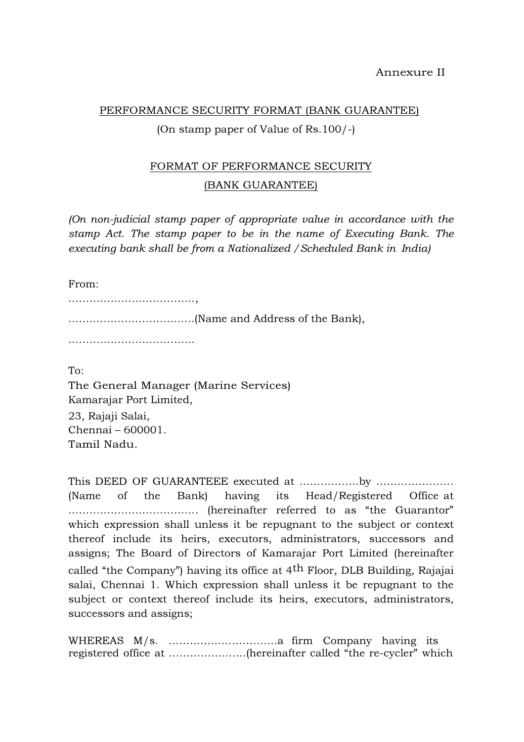Annexure II

PERFORMANCE SECURITY FORMAT (BANK GUARANTEE)

(On stamp paper of Value of Rs.100/-)

FORMAT OF PERFORMANCE SECURITY

(BANK GUARANTEE)

*(On non-judicial stamp paper of appropriate value in accordance with the stamp Act. The stamp paper to be in the name of Executing Bank. The executing bank shall be from a Nationalized / Scheduled Bank in India)*

From:

………………………………,

………………………………(Name and Address of the Bank),

………………………………

To:

The General Manager (Marine Services)
Kamarajar Port Limited,
23, Rajaji Salai,
Chennai – 600001.
Tamil Nadu.

This DEED OF GUARANTEEE executed at ……………..by …………………. (Name of the Bank) having its Head/Registered Office at ………………………………. (hereinafter referred to as "the Guarantor" which expression shall unless it be repugnant to the subject or context thereof include its heirs, executors, administrators, successors and assigns; The Board of Directors of Kamarajar Port Limited (hereinafter called "the Company") having its office at 4th Floor, DLB Building, Rajajai salai, Chennai 1. Which expression shall unless it be repugnant to the subject or context thereof include its heirs, executors, administrators, successors and assigns;

WHEREAS M/s. ………………………….a firm Company having its registered office at ………………….(hereinafter called "the re-cycler" which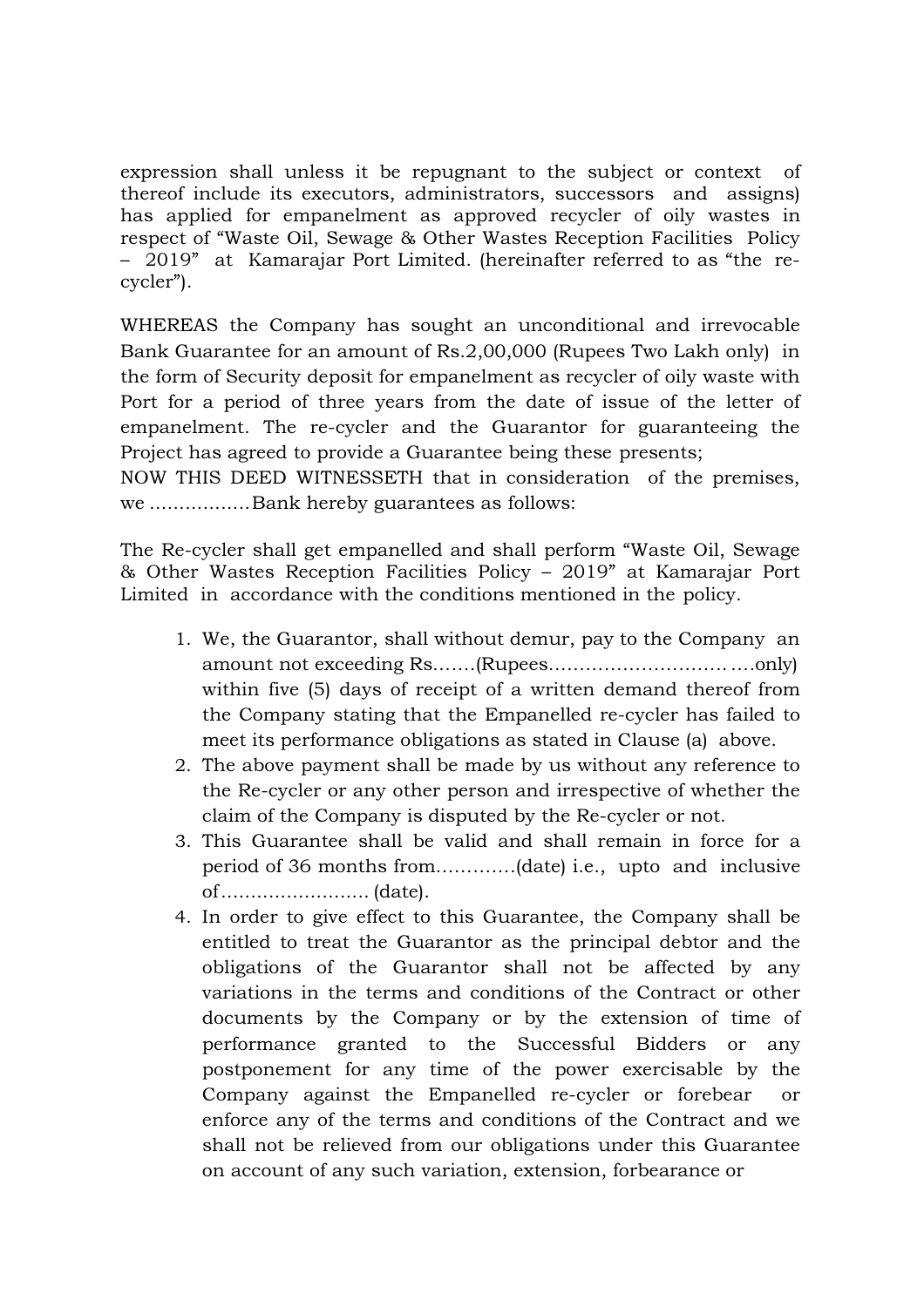expression shall unless it be repugnant to the subject or context of thereof include its executors, administrators, successors and assigns) has applied for empanelment as approved recycler of oily wastes in respect of "Waste Oil, Sewage & Other Wastes Reception Facilities Policy – 2019" at Kamarajar Port Limited. (hereinafter referred to as "the re-cycler").

WHEREAS the Company has sought an unconditional and irrevocable Bank Guarantee for an amount of Rs.2,00,000 (Rupees Two Lakh only) in the form of Security deposit for empanelment as recycler of oily waste with Port for a period of three years from the date of issue of the letter of empanelment. The re-cycler and the Guarantor for guaranteeing the Project has agreed to provide a Guarantee being these presents;

NOW THIS DEED WITNESSETH that in consideration of the premises, we .................Bank hereby guarantees as follows:

The Re-cycler shall get empanelled and shall perform "Waste Oil, Sewage & Other Wastes Reception Facilities Policy – 2019" at Kamarajar Port Limited in accordance with the conditions mentioned in the policy.

1. We, the Guarantor, shall without demur, pay to the Company an amount not exceeding Rs.......(Rupees…………………………….only) within five (5) days of receipt of a written demand thereof from the Company stating that the Empanelled re-cycler has failed to meet its performance obligations as stated in Clause (a) above.
2. The above payment shall be made by us without any reference to the Re-cycler or any other person and irrespective of whether the claim of the Company is disputed by the Re-cycler or not.
3. This Guarantee shall be valid and shall remain in force for a period of 36 months from............(date) i.e., upto and inclusive of……………………. (date).
4. In order to give effect to this Guarantee, the Company shall be entitled to treat the Guarantor as the principal debtor and the obligations of the Guarantor shall not be affected by any variations in the terms and conditions of the Contract or other documents by the Company or by the extension of time of performance granted to the Successful Bidders or any postponement for any time of the power exercisable by the Company against the Empanelled re-cycler or forebear or enforce any of the terms and conditions of the Contract and we shall not be relieved from our obligations under this Guarantee on account of any such variation, extension, forbearance or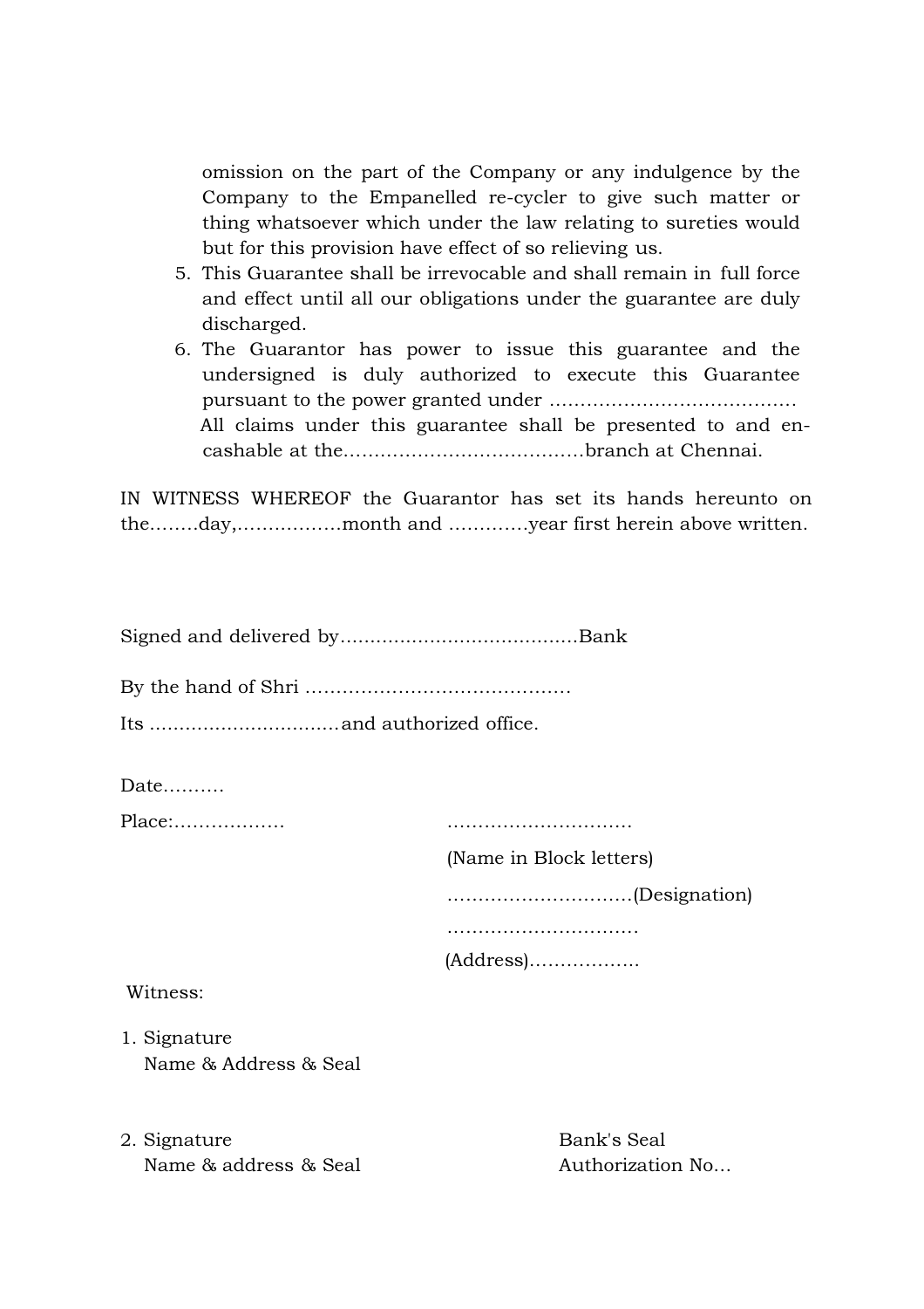omission on the part of the Company or any indulgence by the Company to the Empanelled re-cycler to give such matter or thing whatsoever which under the law relating to sureties would but for this provision have effect of so relieving us.

5. This Guarantee shall be irrevocable and shall remain in full force and effect until all our obligations under the guarantee are duly discharged.
6. The Guarantor has power to issue this guarantee and the undersigned is duly authorized to execute this Guarantee pursuant to the power granted under …………………………………
   All claims under this guarantee shall be presented to and en-cashable at the…………………………………branch at Chennai.

IN WITNESS WHEREOF the Guarantor has set its hands hereunto on the……..day,……………month and …………year first herein above written.

Signed and delivered by…………………………………Bank

By the hand of Shri ……………………………………

Its ..............................and authorized office.

Date……….

Place:………………  …………………………

(Name in Block letters)

…………………………(Designation)

…………………………

(Address)……………..

Witness:

1. Signature
   Name & Address & Seal

2. Signature
   Name & address & Seal

Bank's Seal
Authorization No...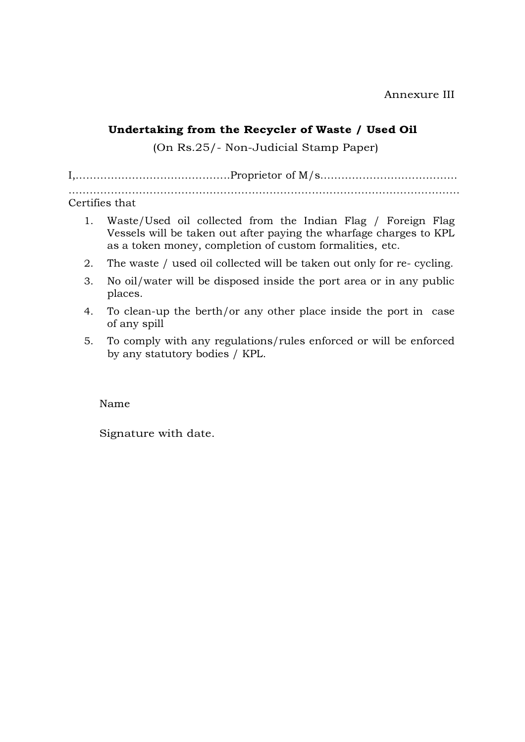Annexure III

**Undertaking from the Recycler of Waste / Used Oil**

(On Rs.25/- Non-Judicial Stamp Paper)

I,……………………………………Proprietor of M/s…………………………………
…………………………………………………………………………………………………
Certifies that

1. Waste/Used oil collected from the Indian Flag / Foreign Flag Vessels will be taken out after paying the wharfage charges to KPL as a token money, completion of custom formalities, etc.
2. The waste / used oil collected will be taken out only for re- cycling.
3. No oil/water will be disposed inside the port area or in any public places.
4. To clean-up the berth/or any other place inside the port in case of any spill
5. To comply with any regulations/rules enforced or will be enforced by any statutory bodies / KPL.

Name

Signature with date.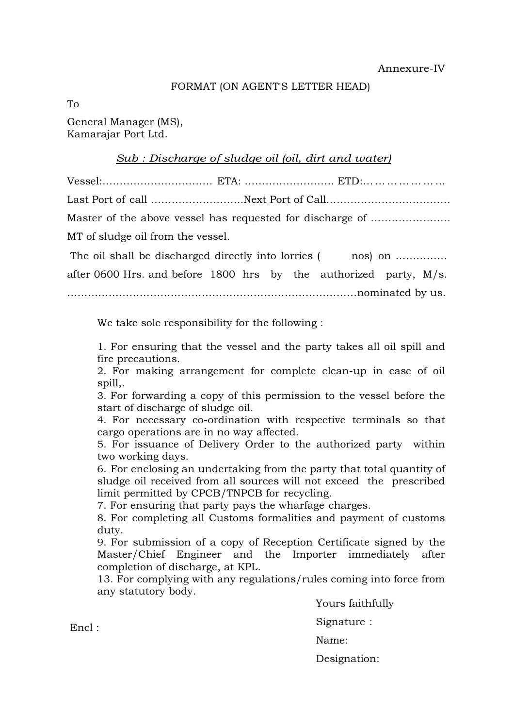Annexure-IV

FORMAT (ON AGENT'S LETTER HEAD)

To

General Manager (MS),
Kamarajar Port Ltd.

*Sub : Discharge of sludge oil (oil, dirt and water)*

Vessel:…………………………… ETA: …………………….. ETD:……………………

Last Port of call ………………………Next Port of Call………………………………

Master of the above vessel has requested for discharge of ………………….. MT of sludge oil from the vessel.

The oil shall be discharged directly into lorries (  nos) on ………….. after 0600 Hrs. and before 1800 hrs by the authorized party, M/s. ………………………………………………………………………nominated by us.

We take sole responsibility for the following :

1. For ensuring that the vessel and the party takes all oil spill and fire precautions.
2. For making arrangement for complete clean-up in case of oil spill,.
3. For forwarding a copy of this permission to the vessel before the start of discharge of sludge oil.
4. For necessary co-ordination with respective terminals so that cargo operations are in no way affected.
5. For issuance of Delivery Order to the authorized party within two working days.
6. For enclosing an undertaking from the party that total quantity of sludge oil received from all sources will not exceed the prescribed limit permitted by CPCB/TNPCB for recycling.
7. For ensuring that party pays the wharfage charges.
8. For completing all Customs formalities and payment of customs duty.
9. For submission of a copy of Reception Certificate signed by the Master/Chief Engineer and the Importer immediately after completion of discharge, at KPL.
13. For complying with any regulations/rules coming into force from any statutory body.

Yours faithfully

Signature :

Name:

Designation:

Encl :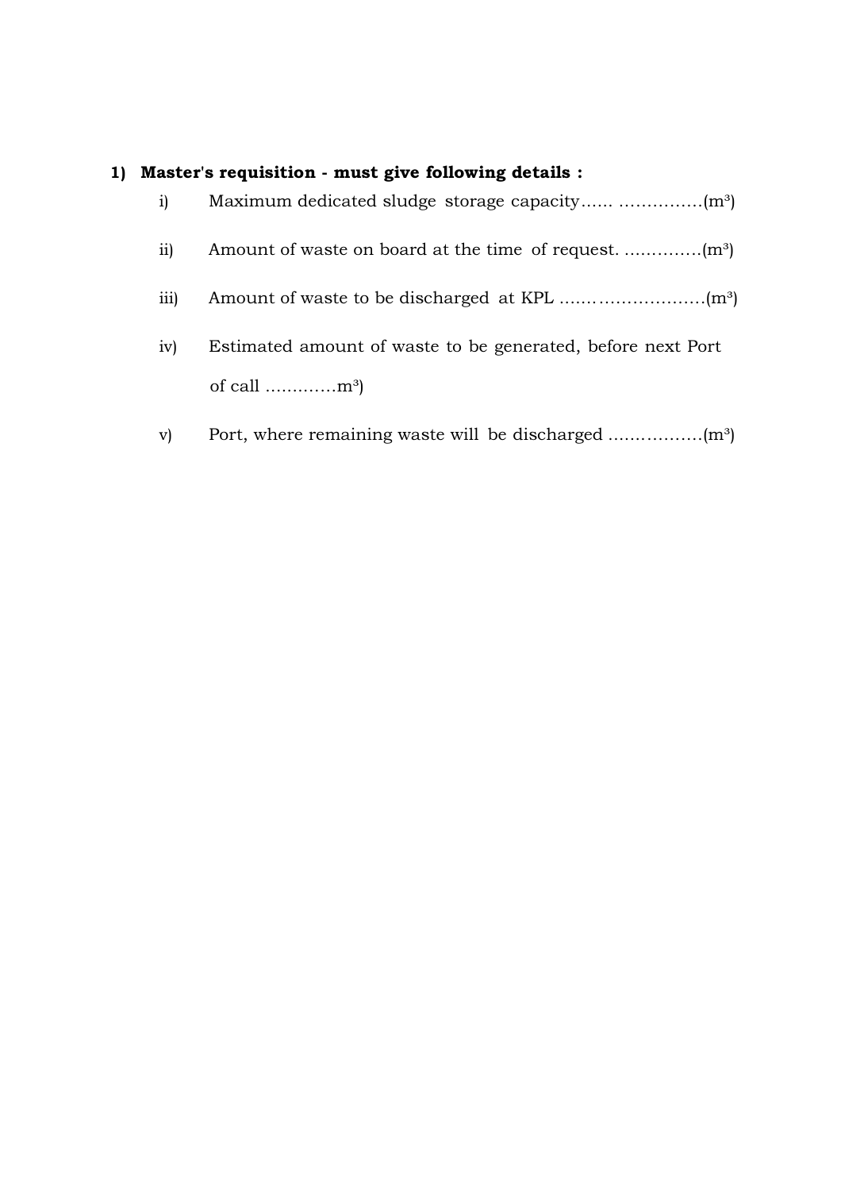**1) Master's requisition - must give following details :**

i) Maximum dedicated sludge storage capacity…… ……………($m^3$)

ii) Amount of waste on board at the time of request. …………..($m^3$)

iii) Amount of waste to be discharged at KPL …….……………….($m^3$)

iv) Estimated amount of waste to be generated, before next Port of call ………….$m^3$)

v) Port, where remaining waste will be discharged ……………..($m^3$)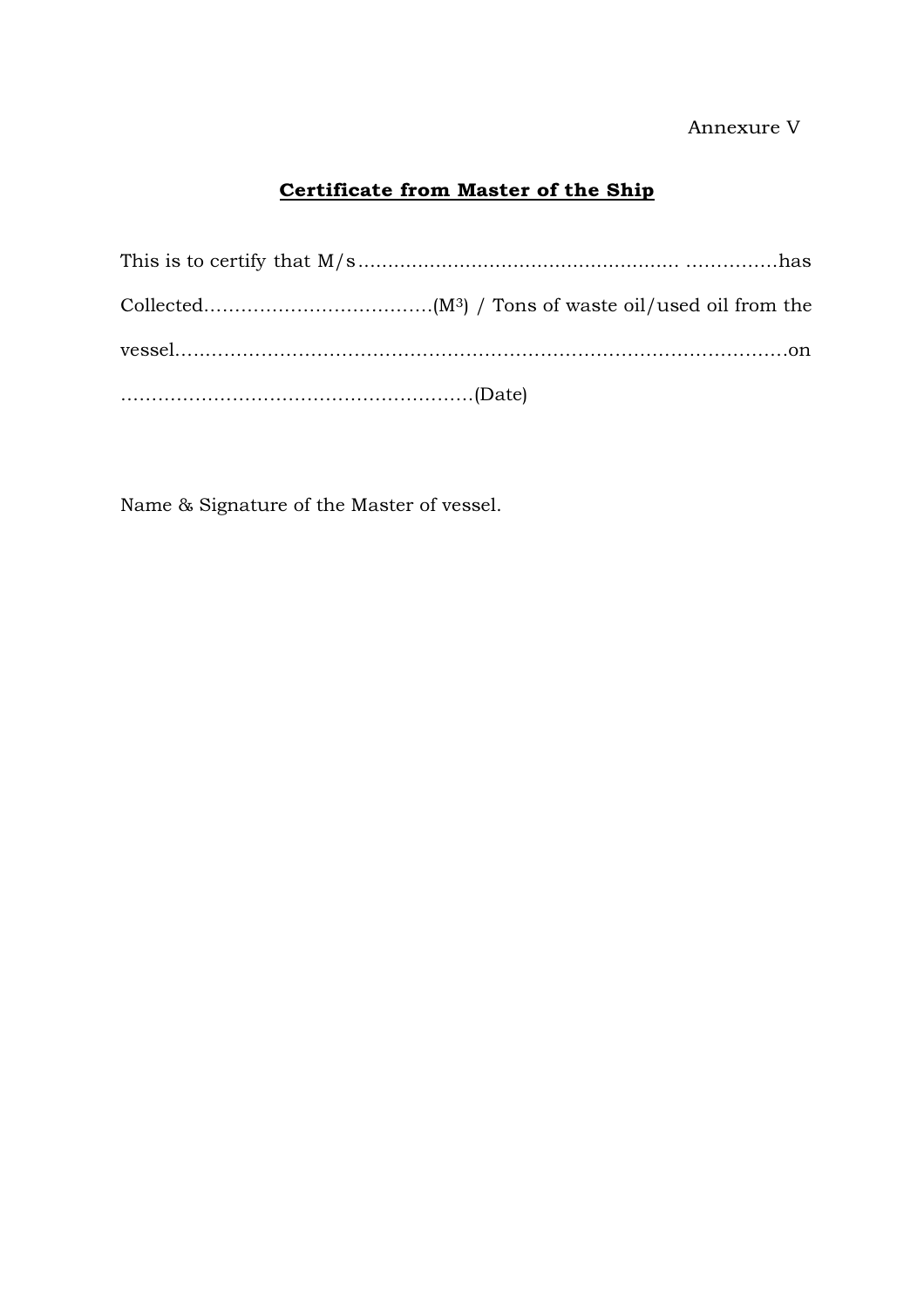Annexure V

## **Certificate from Master of the Ship**

This is to certify that M/s…………………………………………… ……………has Collected………………………………($M^3$) / Tons of waste oil/used oil from the vessel………………………………………………………………………………………on …………………………………………………(Date)

Name & Signature of the Master of vessel.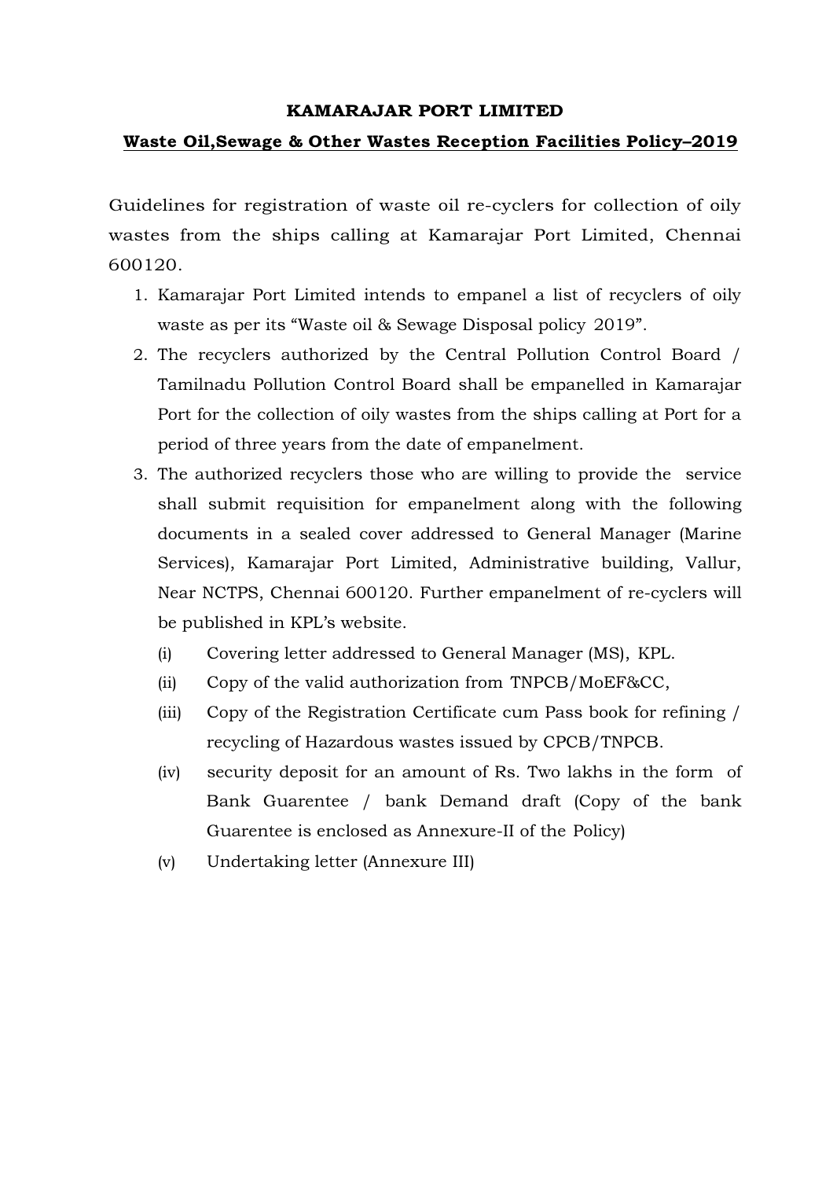**KAMARAJAR PORT LIMITED**

**Waste Oil,Sewage & Other Wastes Reception Facilities Policy–2019**

Guidelines for registration of waste oil re-cyclers for collection of oily wastes from the ships calling at Kamarajar Port Limited, Chennai 600120.

1. Kamarajar Port Limited intends to empanel a list of recyclers of oily waste as per its "Waste oil & Sewage Disposal policy 2019".
2. The recyclers authorized by the Central Pollution Control Board / Tamilnadu Pollution Control Board shall be empanelled in Kamarajar Port for the collection of oily wastes from the ships calling at Port for a period of three years from the date of empanelment.
3. The authorized recyclers those who are willing to provide the service shall submit requisition for empanelment along with the following documents in a sealed cover addressed to General Manager (Marine Services), Kamarajar Port Limited, Administrative building, Vallur, Near NCTPS, Chennai 600120. Further empanelment of re-cyclers will be published in KPL's website.
   - (i) Covering letter addressed to General Manager (MS), KPL.
   - (ii) Copy of the valid authorization from TNPCB/MoEF&CC,
   - (iii) Copy of the Registration Certificate cum Pass book for refining / recycling of Hazardous wastes issued by CPCB/TNPCB.
   - (iv) security deposit for an amount of Rs. Two lakhs in the form of Bank Guarentee / bank Demand draft (Copy of the bank Guarentee is enclosed as Annexure-II of the Policy)
   - (v) Undertaking letter (Annexure III)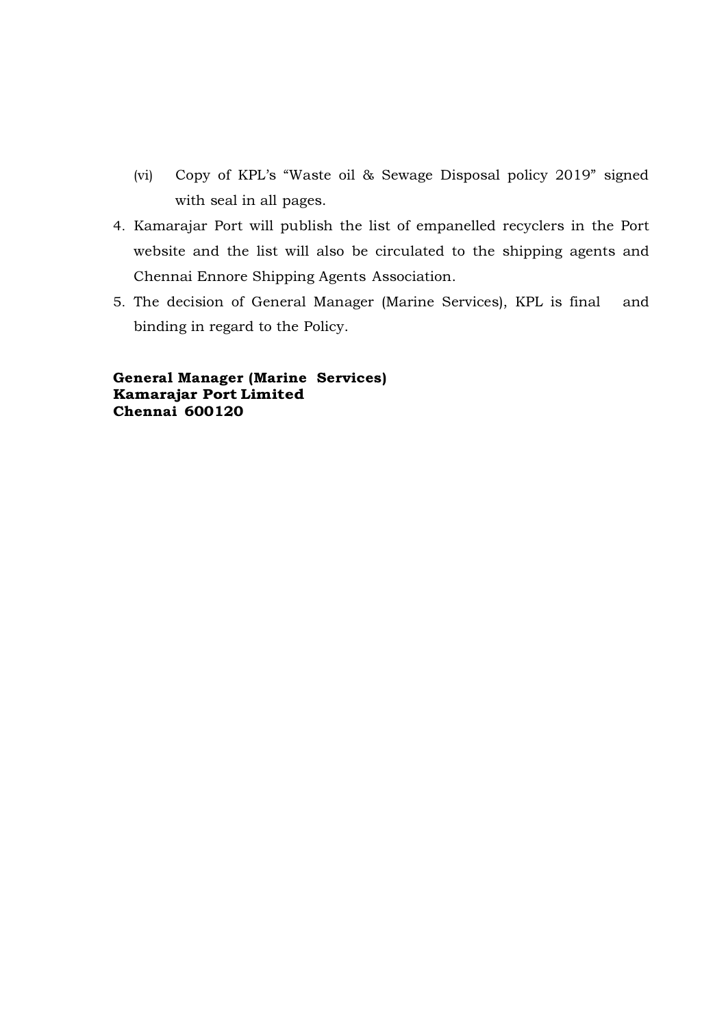(vi) Copy of KPL's "Waste oil & Sewage Disposal policy 2019" signed with seal in all pages.

4. Kamarajar Port will publish the list of empanelled recyclers in the Port website and the list will also be circulated to the shipping agents and Chennai Ennore Shipping Agents Association.
5. The decision of General Manager (Marine Services), KPL is final and binding in regard to the Policy.

**General Manager (Marine Services)**
**Kamarajar Port Limited**
**Chennai 600120**